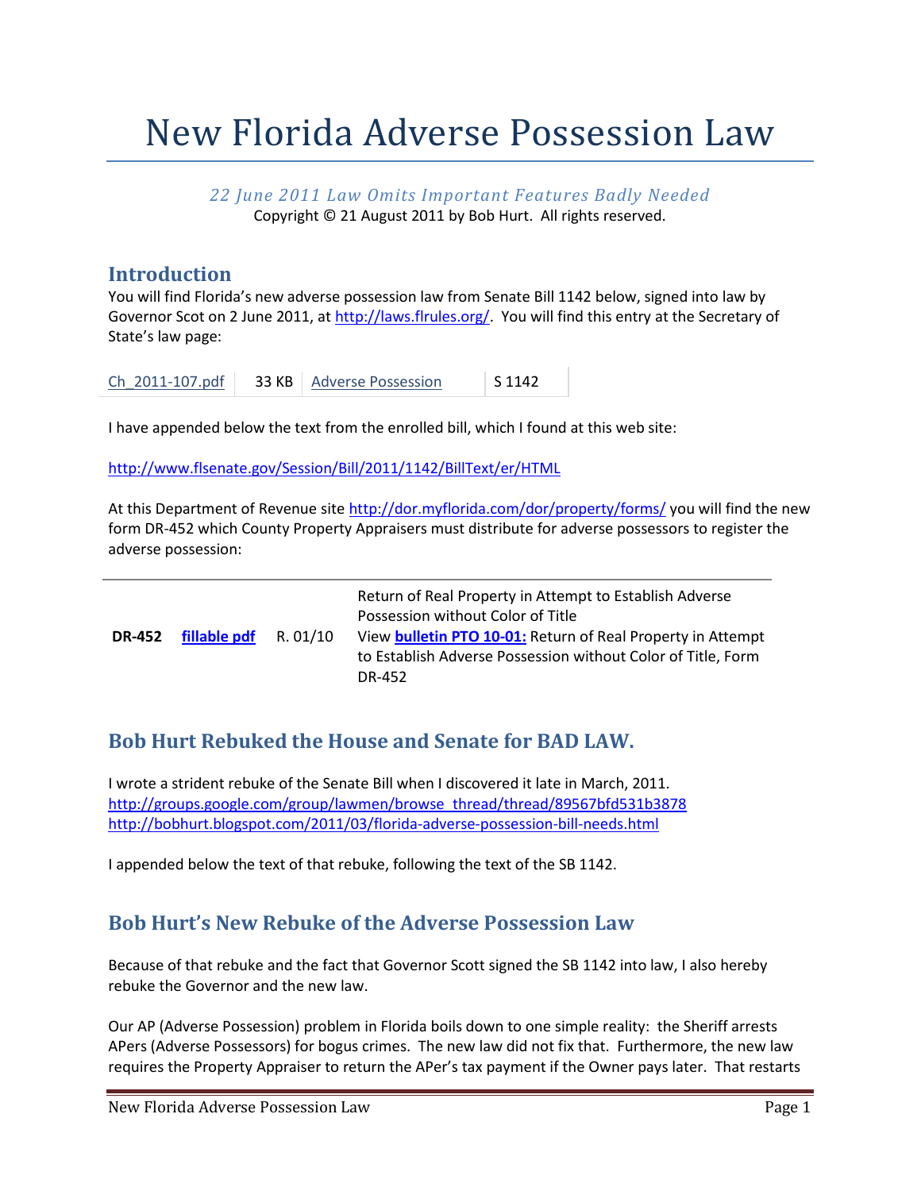# New Florida Adverse Possession Law

*22 June 2011 Law Omits Important Features Badly Needed*

Copyright © 21 August 2011 by Bob Hurt. All rights reserved.

## Introduction

You will find Florida's new adverse possession law from Senate Bill 1142 below, signed into law by Governor Scot on 2 June 2011, at http://laws.flrules.org/. You will find this entry at the Secretary of State's law page:

| | | | |
|---|---|---|---|
| Ch_2011-107.pdf | 33 KB | Adverse Possession | S 1142 |

I have appended below the text from the enrolled bill, which I found at this web site:

http://www.flsenate.gov/Session/Bill/2011/1142/BillText/er/HTML

At this Department of Revenue site http://dor.myflorida.com/dor/property/forms/ you will find the new form DR-452 which County Property Appraisers must distribute for adverse possessors to register the adverse possession:

| | | | |
|---|---|---|---|
| **DR-452** | **fillable pdf** | R. 01/10 | Return of Real Property in Attempt to Establish Adverse Possession without Color of Title<br>View **bulletin PTO 10-01:** Return of Real Property in Attempt to Establish Adverse Possession without Color of Title, Form DR-452 |

## Bob Hurt Rebuked the House and Senate for BAD LAW.

I wrote a strident rebuke of the Senate Bill when I discovered it late in March, 2011.
http://groups.google.com/group/lawmen/browse_thread/thread/89567bfd531b3878
http://bobhurt.blogspot.com/2011/03/florida-adverse-possession-bill-needs.html

I appended below the text of that rebuke, following the text of the SB 1142.

## Bob Hurt's New Rebuke of the Adverse Possession Law

Because of that rebuke and the fact that Governor Scott signed the SB 1142 into law, I also hereby rebuke the Governor and the new law.

Our AP (Adverse Possession) problem in Florida boils down to one simple reality: the Sheriff arrests APers (Adverse Possessors) for bogus crimes. The new law did not fix that. Furthermore, the new law requires the Property Appraiser to return the APer's tax payment if the Owner pays later. That restarts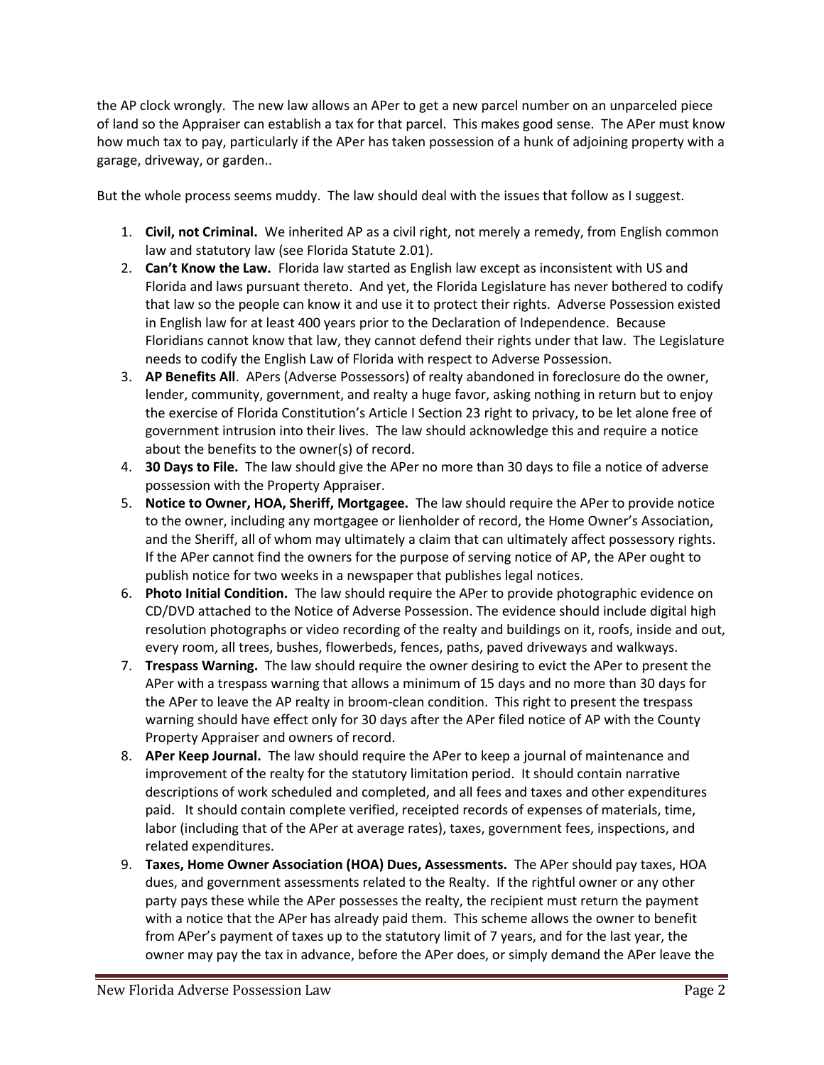the AP clock wrongly. The new law allows an APer to get a new parcel number on an unparceled piece of land so the Appraiser can establish a tax for that parcel. This makes good sense. The APer must know how much tax to pay, particularly if the APer has taken possession of a hunk of adjoining property with a garage, driveway, or garden..

But the whole process seems muddy. The law should deal with the issues that follow as I suggest.

1. **Civil, not Criminal.** We inherited AP as a civil right, not merely a remedy, from English common law and statutory law (see Florida Statute 2.01).
2. **Can't Know the Law.** Florida law started as English law except as inconsistent with US and Florida and laws pursuant thereto. And yet, the Florida Legislature has never bothered to codify that law so the people can know it and use it to protect their rights. Adverse Possession existed in English law for at least 400 years prior to the Declaration of Independence. Because Floridians cannot know that law, they cannot defend their rights under that law. The Legislature needs to codify the English Law of Florida with respect to Adverse Possession.
3. **AP Benefits All**. APers (Adverse Possessors) of realty abandoned in foreclosure do the owner, lender, community, government, and realty a huge favor, asking nothing in return but to enjoy the exercise of Florida Constitution's Article I Section 23 right to privacy, to be let alone free of government intrusion into their lives. The law should acknowledge this and require a notice about the benefits to the owner(s) of record.
4. **30 Days to File.** The law should give the APer no more than 30 days to file a notice of adverse possession with the Property Appraiser.
5. **Notice to Owner, HOA, Sheriff, Mortgagee.** The law should require the APer to provide notice to the owner, including any mortgagee or lienholder of record, the Home Owner's Association, and the Sheriff, all of whom may ultimately a claim that can ultimately affect possessory rights. If the APer cannot find the owners for the purpose of serving notice of AP, the APer ought to publish notice for two weeks in a newspaper that publishes legal notices.
6. **Photo Initial Condition.** The law should require the APer to provide photographic evidence on CD/DVD attached to the Notice of Adverse Possession. The evidence should include digital high resolution photographs or video recording of the realty and buildings on it, roofs, inside and out, every room, all trees, bushes, flowerbeds, fences, paths, paved driveways and walkways.
7. **Trespass Warning.** The law should require the owner desiring to evict the APer to present the APer with a trespass warning that allows a minimum of 15 days and no more than 30 days for the APer to leave the AP realty in broom-clean condition. This right to present the trespass warning should have effect only for 30 days after the APer filed notice of AP with the County Property Appraiser and owners of record.
8. **APer Keep Journal.** The law should require the APer to keep a journal of maintenance and improvement of the realty for the statutory limitation period. It should contain narrative descriptions of work scheduled and completed, and all fees and taxes and other expenditures paid. It should contain complete verified, receipted records of expenses of materials, time, labor (including that of the APer at average rates), taxes, government fees, inspections, and related expenditures.
9. **Taxes, Home Owner Association (HOA) Dues, Assessments.** The APer should pay taxes, HOA dues, and government assessments related to the Realty. If the rightful owner or any other party pays these while the APer possesses the realty, the recipient must return the payment with a notice that the APer has already paid them. This scheme allows the owner to benefit from APer's payment of taxes up to the statutory limit of 7 years, and for the last year, the owner may pay the tax in advance, before the APer does, or simply demand the APer leave the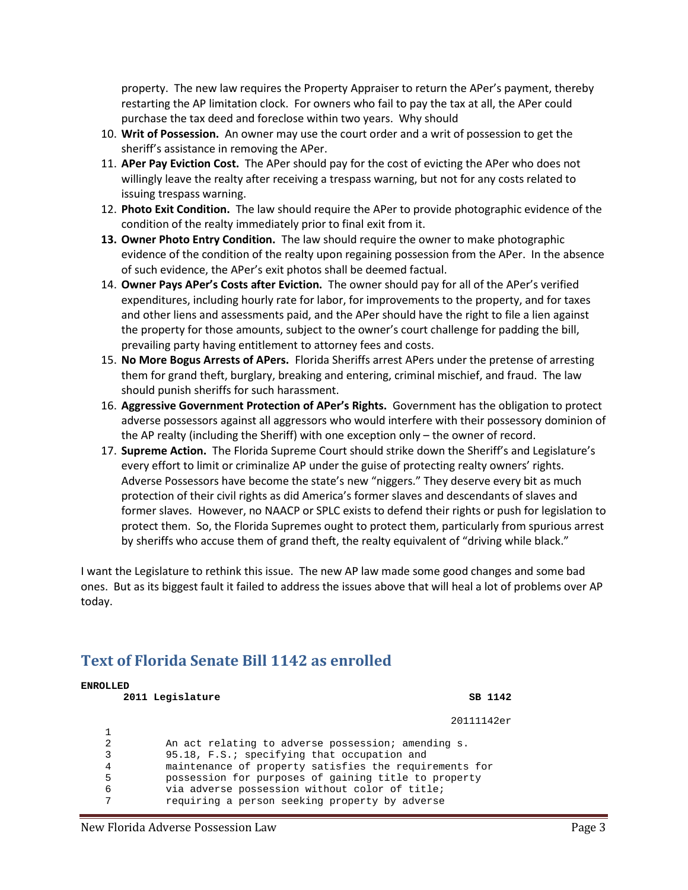property. The new law requires the Property Appraiser to return the APer's payment, thereby restarting the AP limitation clock. For owners who fail to pay the tax at all, the APer could purchase the tax deed and foreclose within two years. Why should

10. **Writ of Possession.** An owner may use the court order and a writ of possession to get the sheriff's assistance in removing the APer.
11. **APer Pay Eviction Cost.** The APer should pay for the cost of evicting the APer who does not willingly leave the realty after receiving a trespass warning, but not for any costs related to issuing trespass warning.
12. **Photo Exit Condition.** The law should require the APer to provide photographic evidence of the condition of the realty immediately prior to final exit from it.
13. **Owner Photo Entry Condition.** The law should require the owner to make photographic evidence of the condition of the realty upon regaining possession from the APer. In the absence of such evidence, the APer's exit photos shall be deemed factual.
14. **Owner Pays APer's Costs after Eviction.** The owner should pay for all of the APer's verified expenditures, including hourly rate for labor, for improvements to the property, and for taxes and other liens and assessments paid, and the APer should have the right to file a lien against the property for those amounts, subject to the owner's court challenge for padding the bill, prevailing party having entitlement to attorney fees and costs.
15. **No More Bogus Arrests of APers.** Florida Sheriffs arrest APers under the pretense of arresting them for grand theft, burglary, breaking and entering, criminal mischief, and fraud. The law should punish sheriffs for such harassment.
16. **Aggressive Government Protection of APer's Rights.** Government has the obligation to protect adverse possessors against all aggressors who would interfere with their possessory dominion of the AP realty (including the Sheriff) with one exception only – the owner of record.
17. **Supreme Action.** The Florida Supreme Court should strike down the Sheriff's and Legislature's every effort to limit or criminalize AP under the guise of protecting realty owners' rights. Adverse Possessors have become the state's new "niggers." They deserve every bit as much protection of their civil rights as did America's former slaves and descendants of slaves and former slaves. However, no NAACP or SPLC exists to defend their rights or push for legislation to protect them. So, the Florida Supremes ought to protect them, particularly from spurious arrest by sheriffs who accuse them of grand theft, the realty equivalent of "driving while black."

I want the Legislature to rethink this issue. The new AP law made some good changes and some bad ones. But as its biggest fault it failed to address the issues above that will heal a lot of problems over AP today.

## Text of Florida Senate Bill 1142 as enrolled

```
ENROLLED
      2011 Legislature                                        SB 1142

                                                           20111142er
 1
 2         An act relating to adverse possession; amending s.
 3         95.18, F.S.; specifying that occupation and
 4         maintenance of property satisfies the requirements for
 5         possession for purposes of gaining title to property
 6         via adverse possession without color of title;
 7         requiring a person seeking property by adverse
```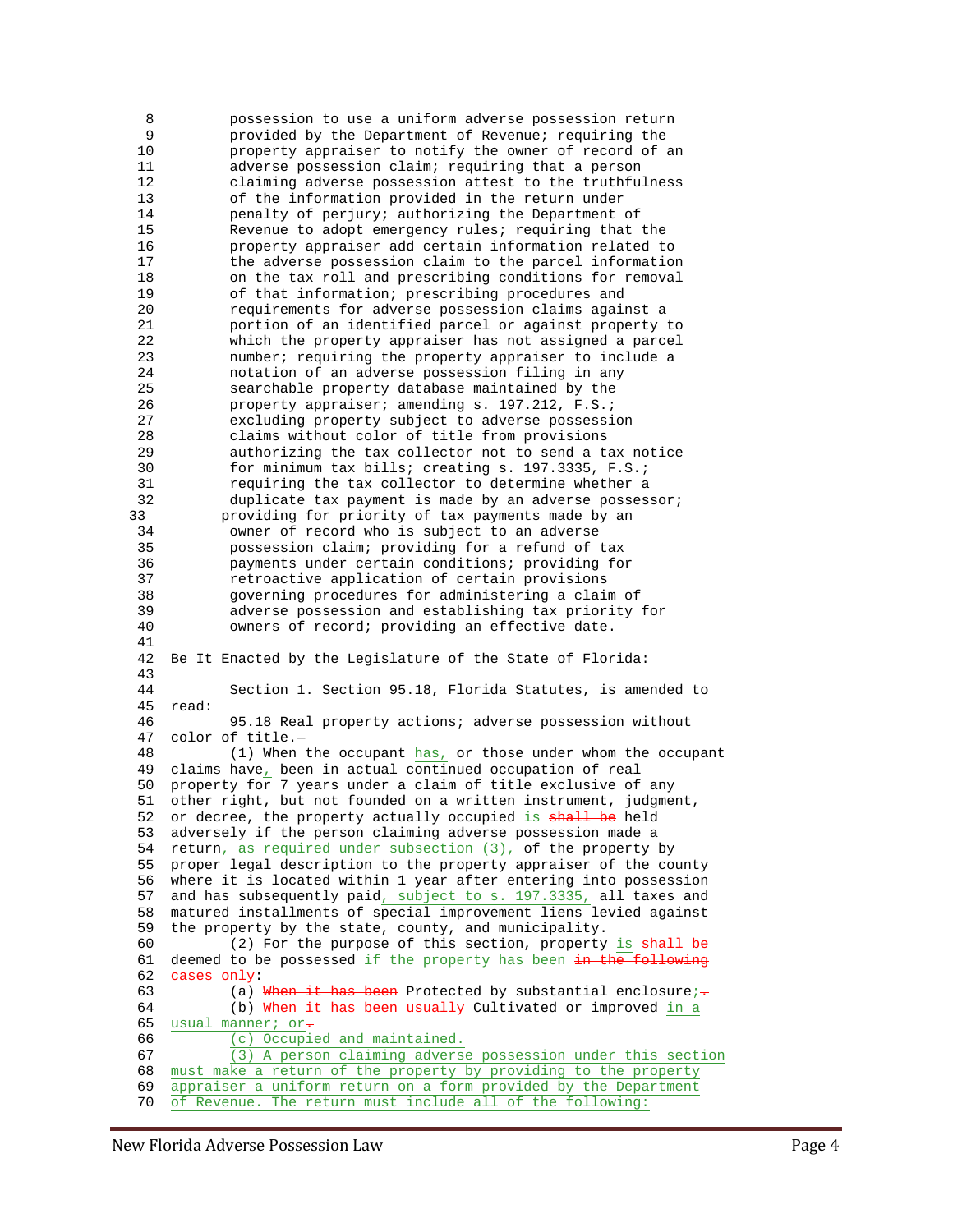8 possession to use a uniform adverse possession return
9 provided by the Department of Revenue; requiring the
10 property appraiser to notify the owner of record of an
11 adverse possession claim; requiring that a person
12 claiming adverse possession attest to the truthfulness
13 of the information provided in the return under
14 penalty of perjury; authorizing the Department of
15 Revenue to adopt emergency rules; requiring that the
16 property appraiser add certain information related to
17 the adverse possession claim to the parcel information
18 on the tax roll and prescribing conditions for removal
19 of that information; prescribing procedures and
20 requirements for adverse possession claims against a
21 portion of an identified parcel or against property to
22 which the property appraiser has not assigned a parcel
23 number; requiring the property appraiser to include a
24 notation of an adverse possession filing in any
25 searchable property database maintained by the
26 property appraiser; amending s. 197.212, F.S.;
27 excluding property subject to adverse possession
28 claims without color of title from provisions
29 authorizing the tax collector not to send a tax notice
30 for minimum tax bills; creating s. 197.3335, F.S.;
31 requiring the tax collector to determine whether a
32 duplicate tax payment is made by an adverse possessor;
33 providing for priority of tax payments made by an
34 owner of record who is subject to an adverse
35 possession claim; providing for a refund of tax
36 payments under certain conditions; providing for
37 retroactive application of certain provisions
38 governing procedures for administering a claim of
39 adverse possession and establishing tax priority for
40 owners of record; providing an effective date.
41
42 Be It Enacted by the Legislature of the State of Florida:
43
44 Section 1. Section 95.18, Florida Statutes, is amended to
45 read:
46 95.18 Real property actions; adverse possession without
47 color of title.—
48 (1) When the occupant <u>has,</u> or those under whom the occupant
49 claims have<u>,</u> been in actual continued occupation of real
50 property for 7 years under a claim of title exclusive of any
51 other right, but not founded on a written instrument, judgment,
52 or decree, the property actually occupied <u>is</u> ~~shall be~~ held
53 adversely if the person claiming adverse possession made a
54 return<u>, as required under subsection (3),</u> of the property by
55 proper legal description to the property appraiser of the county
56 where it is located within 1 year after entering into possession
57 and has subsequently paid<u>, subject to s. 197.3335,</u> all taxes and
58 matured installments of special improvement liens levied against
59 the property by the state, county, and municipality.
60 (2) For the purpose of this section, property <u>is</u> ~~shall be~~
61 deemed to be possessed <u>if the property has been</u> ~~in the following~~
62 ~~cases only~~:
63 (a) ~~When it has been~~ Protected by substantial enclosure<u>;</u>~~.~~
64 (b) ~~When it has been usually~~ Cultivated or improved <u>in a</u>
65 <u>usual manner; or</u>~~.~~
66 <u>(c) Occupied and maintained.</u>
67 <u>(3) A person claiming adverse possession under this section</u>
68 <u>must make a return of the property by providing to the property</u>
69 <u>appraiser a uniform return on a form provided by the Department</u>
70 <u>of Revenue. The return must include all of the following:</u>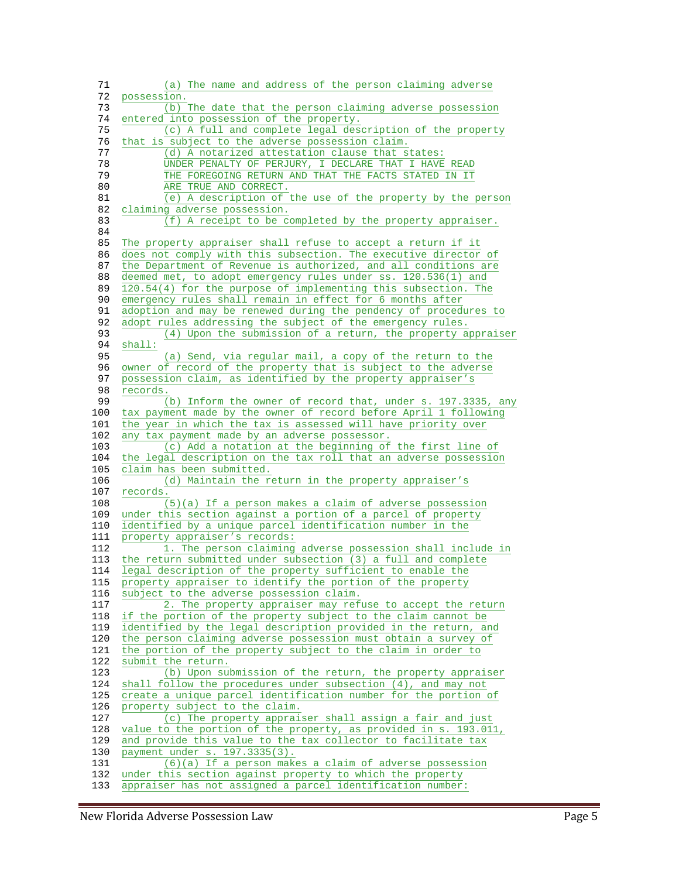(a) The name and address of the person claiming adverse possession.

(b) The date that the person claiming adverse possession entered into possession of the property.

(c) A full and complete legal description of the property that is subject to the adverse possession claim.

(d) A notarized attestation clause that states:

UNDER PENALTY OF PERJURY, I DECLARE THAT I HAVE READ THE FOREGOING RETURN AND THAT THE FACTS STATED IN IT ARE TRUE AND CORRECT.

(e) A description of the use of the property by the person claiming adverse possession.

(f) A receipt to be completed by the property appraiser.

The property appraiser shall refuse to accept a return if it does not comply with this subsection. The executive director of the Department of Revenue is authorized, and all conditions are deemed met, to adopt emergency rules under ss. 120.536(1) and 120.54(4) for the purpose of implementing this subsection. The emergency rules shall remain in effect for 6 months after adoption and may be renewed during the pendency of procedures to adopt rules addressing the subject of the emergency rules.

(4) Upon the submission of a return, the property appraiser shall:

(a) Send, via regular mail, a copy of the return to the owner of record of the property that is subject to the adverse possession claim, as identified by the property appraiser's records.

(b) Inform the owner of record that, under s. 197.3335, any tax payment made by the owner of record before April 1 following the year in which the tax is assessed will have priority over any tax payment made by an adverse possessor.

(c) Add a notation at the beginning of the first line of the legal description on the tax roll that an adverse possession claim has been submitted.

(d) Maintain the return in the property appraiser's records.

(5)(a) If a person makes a claim of adverse possession under this section against a portion of a parcel of property identified by a unique parcel identification number in the property appraiser's records:

1. The person claiming adverse possession shall include in the return submitted under subsection (3) a full and complete legal description of the property sufficient to enable the property appraiser to identify the portion of the property subject to the adverse possession claim.

2. The property appraiser may refuse to accept the return if the portion of the property subject to the claim cannot be identified by the legal description provided in the return, and the person claiming adverse possession must obtain a survey of the portion of the property subject to the claim in order to submit the return.

(b) Upon submission of the return, the property appraiser shall follow the procedures under subsection (4), and may not create a unique parcel identification number for the portion of property subject to the claim.

(c) The property appraiser shall assign a fair and just value to the portion of the property, as provided in s. 193.011, and provide this value to the tax collector to facilitate tax payment under s. 197.3335(3).

(6)(a) If a person makes a claim of adverse possession under this section against property to which the property appraiser has not assigned a parcel identification number: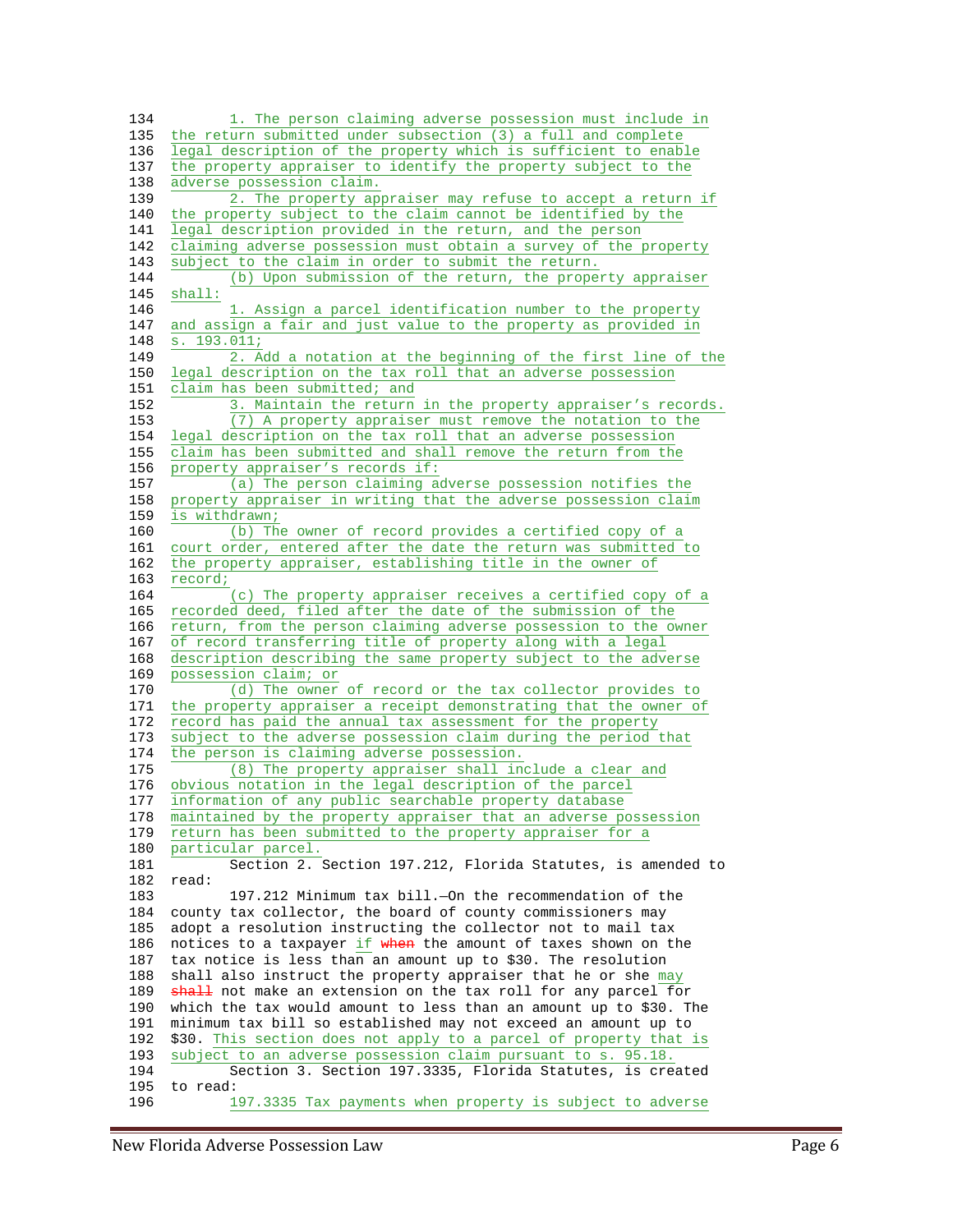134 1. The person claiming adverse possession must include in
135 the return submitted under subsection (3) a full and complete
136 legal description of the property which is sufficient to enable
137 the property appraiser to identify the property subject to the
138 adverse possession claim.
139 2. The property appraiser may refuse to accept a return if
140 the property subject to the claim cannot be identified by the
141 legal description provided in the return, and the person
142 claiming adverse possession must obtain a survey of the property
143 subject to the claim in order to submit the return.
144 (b) Upon submission of the return, the property appraiser
145 shall:
146 1. Assign a parcel identification number to the property
147 and assign a fair and just value to the property as provided in
148 s. 193.011;
149 2. Add a notation at the beginning of the first line of the
150 legal description on the tax roll that an adverse possession
151 claim has been submitted; and
152 3. Maintain the return in the property appraiser's records.
153 (7) A property appraiser must remove the notation to the
154 legal description on the tax roll that an adverse possession
155 claim has been submitted and shall remove the return from the
156 property appraiser's records if:
157 (a) The person claiming adverse possession notifies the
158 property appraiser in writing that the adverse possession claim
159 is withdrawn;
160 (b) The owner of record provides a certified copy of a
161 court order, entered after the date the return was submitted to
162 the property appraiser, establishing title in the owner of
163 record;
164 (c) The property appraiser receives a certified copy of a
165 recorded deed, filed after the date of the submission of the
166 return, from the person claiming adverse possession to the owner
167 of record transferring title of property along with a legal
168 description describing the same property subject to the adverse
169 possession claim; or
170 (d) The owner of record or the tax collector provides to
171 the property appraiser a receipt demonstrating that the owner of
172 record has paid the annual tax assessment for the property
173 subject to the adverse possession claim during the period that
174 the person is claiming adverse possession.
175 (8) The property appraiser shall include a clear and
176 obvious notation in the legal description of the parcel
177 information of any public searchable property database
178 maintained by the property appraiser that an adverse possession
179 return has been submitted to the property appraiser for a
180 particular parcel.
181 Section 2. Section 197.212, Florida Statutes, is amended to
182 read:
183 197.212 Minimum tax bill.—On the recommendation of the
184 county tax collector, the board of county commissioners may
185 adopt a resolution instructing the collector not to mail tax
186 notices to a taxpayer if ~~when~~ the amount of taxes shown on the
187 tax notice is less than an amount up to $30. The resolution
188 shall also instruct the property appraiser that he or she may
189 ~~shall~~ not make an extension on the tax roll for any parcel for
190 which the tax would amount to less than an amount up to $30. The
191 minimum tax bill so established may not exceed an amount up to
192 $30. This section does not apply to a parcel of property that is
193 subject to an adverse possession claim pursuant to s. 95.18.
194 Section 3. Section 197.3335, Florida Statutes, is created
195 to read:
196 197.3335 Tax payments when property is subject to adverse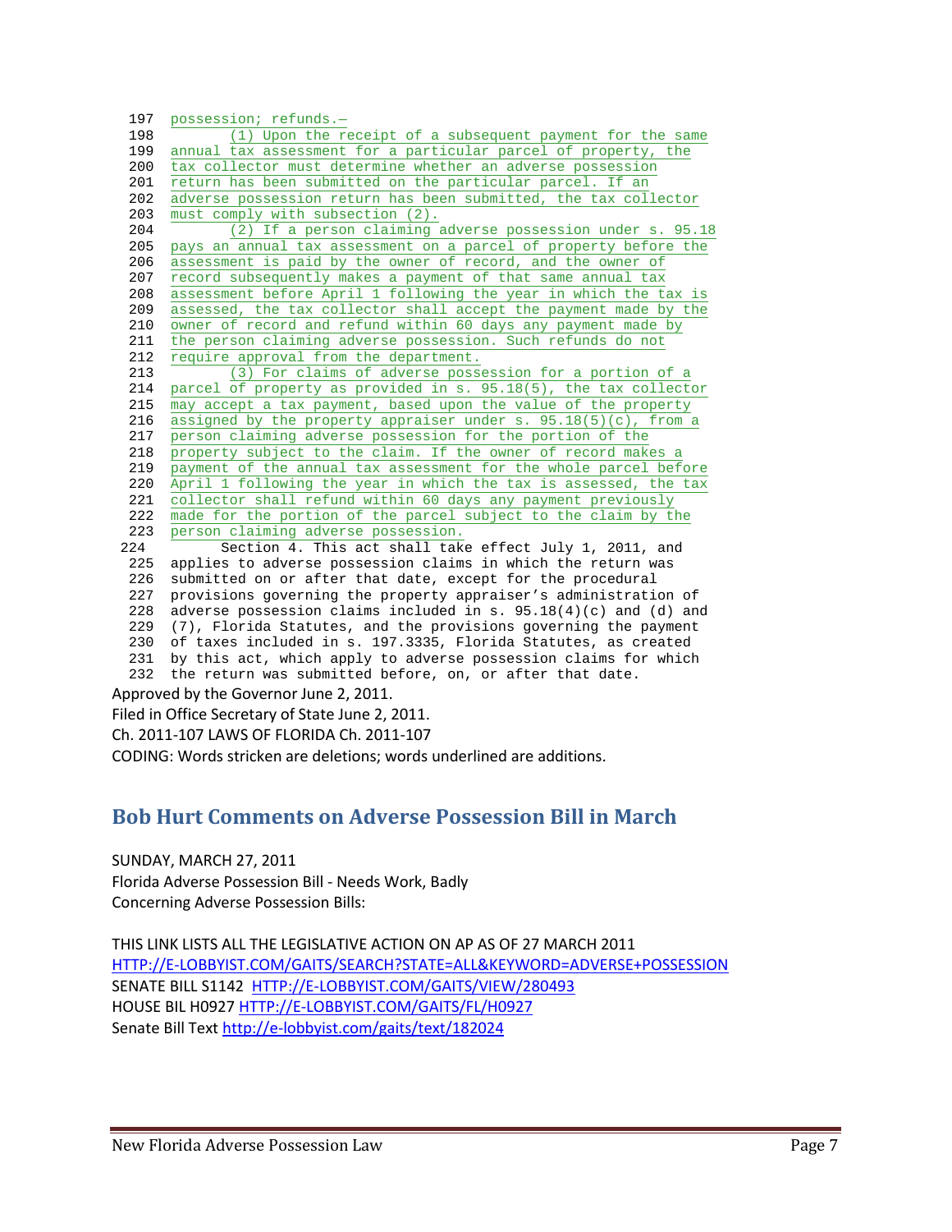197 possession; refunds.—
198 (1) Upon the receipt of a subsequent payment for the same
199 annual tax assessment for a particular parcel of property, the
200 tax collector must determine whether an adverse possession
201 return has been submitted on the particular parcel. If an
202 adverse possession return has been submitted, the tax collector
203 must comply with subsection (2).
204 (2) If a person claiming adverse possession under s. 95.18
205 pays an annual tax assessment on a parcel of property before the
206 assessment is paid by the owner of record, and the owner of
207 record subsequently makes a payment of that same annual tax
208 assessment before April 1 following the year in which the tax is
209 assessed, the tax collector shall accept the payment made by the
210 owner of record and refund within 60 days any payment made by
211 the person claiming adverse possession. Such refunds do not
212 require approval from the department.
213 (3) For claims of adverse possession for a portion of a
214 parcel of property as provided in s. 95.18(5), the tax collector
215 may accept a tax payment, based upon the value of the property
216 assigned by the property appraiser under s. 95.18(5)(c), from a
217 person claiming adverse possession for the portion of the
218 property subject to the claim. If the owner of record makes a
219 payment of the annual tax assessment for the whole parcel before
220 April 1 following the year in which the tax is assessed, the tax
221 collector shall refund within 60 days any payment previously
222 made for the portion of the parcel subject to the claim by the
223 person claiming adverse possession.
224 Section 4. This act shall take effect July 1, 2011, and
225 applies to adverse possession claims in which the return was
226 submitted on or after that date, except for the procedural
227 provisions governing the property appraiser's administration of
228 adverse possession claims included in s. 95.18(4)(c) and (d) and
229 (7), Florida Statutes, and the provisions governing the payment
230 of taxes included in s. 197.3335, Florida Statutes, as created
231 by this act, which apply to adverse possession claims for which
232 the return was submitted before, on, or after that date.

Approved by the Governor June 2, 2011.

Filed in Office Secretary of State June 2, 2011.

Ch. 2011-107 LAWS OF FLORIDA Ch. 2011-107

CODING: Words stricken are deletions; words underlined are additions.

## Bob Hurt Comments on Adverse Possession Bill in March

SUNDAY, MARCH 27, 2011

Florida Adverse Possession Bill - Needs Work, Badly

Concerning Adverse Possession Bills:

THIS LINK LISTS ALL THE LEGISLATIVE ACTION ON AP AS OF 27 MARCH 2011
HTTP://E-LOBBYIST.COM/GAITS/SEARCH?STATE=ALL&KEYWORD=ADVERSE+POSSESSION

SENATE BILL S1142 HTTP://E-LOBBYIST.COM/GAITS/VIEW/280493

HOUSE BIL H0927 HTTP://E-LOBBYIST.COM/GAITS/FL/H0927

Senate Bill Text http://e-lobbyist.com/gaits/text/182024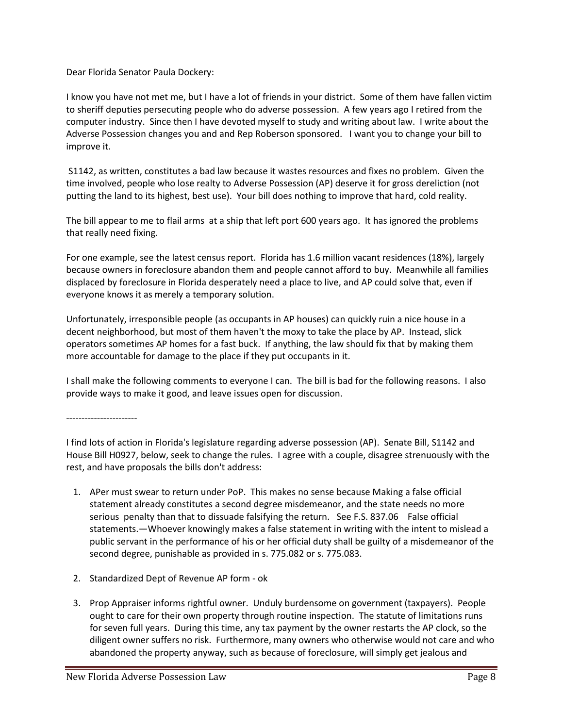Dear Florida Senator Paula Dockery:

I know you have not met me, but I have a lot of friends in your district. Some of them have fallen victim to sheriff deputies persecuting people who do adverse possession. A few years ago I retired from the computer industry. Since then I have devoted myself to study and writing about law. I write about the Adverse Possession changes you and and Rep Roberson sponsored. I want you to change your bill to improve it.

S1142, as written, constitutes a bad law because it wastes resources and fixes no problem. Given the time involved, people who lose realty to Adverse Possession (AP) deserve it for gross dereliction (not putting the land to its highest, best use). Your bill does nothing to improve that hard, cold reality.

The bill appear to me to flail arms at a ship that left port 600 years ago. It has ignored the problems that really need fixing.

For one example, see the latest census report. Florida has 1.6 million vacant residences (18%), largely because owners in foreclosure abandon them and people cannot afford to buy. Meanwhile all families displaced by foreclosure in Florida desperately need a place to live, and AP could solve that, even if everyone knows it as merely a temporary solution.

Unfortunately, irresponsible people (as occupants in AP houses) can quickly ruin a nice house in a decent neighborhood, but most of them haven't the moxy to take the place by AP. Instead, slick operators sometimes AP homes for a fast buck. If anything, the law should fix that by making them more accountable for damage to the place if they put occupants in it.

I shall make the following comments to everyone I can. The bill is bad for the following reasons. I also provide ways to make it good, and leave issues open for discussion.

-----------------------

I find lots of action in Florida's legislature regarding adverse possession (AP). Senate Bill, S1142 and House Bill H0927, below, seek to change the rules. I agree with a couple, disagree strenuously with the rest, and have proposals the bills don't address:

1. APer must swear to return under PoP. This makes no sense because Making a false official statement already constitutes a second degree misdemeanor, and the state needs no more serious penalty than that to dissuade falsifying the return. See F.S. 837.06 False official statements.—Whoever knowingly makes a false statement in writing with the intent to mislead a public servant in the performance of his or her official duty shall be guilty of a misdemeanor of the second degree, punishable as provided in s. 775.082 or s. 775.083.

2. Standardized Dept of Revenue AP form - ok

3. Prop Appraiser informs rightful owner. Unduly burdensome on government (taxpayers). People ought to care for their own property through routine inspection. The statute of limitations runs for seven full years. During this time, any tax payment by the owner restarts the AP clock, so the diligent owner suffers no risk. Furthermore, many owners who otherwise would not care and who abandoned the property anyway, such as because of foreclosure, will simply get jealous and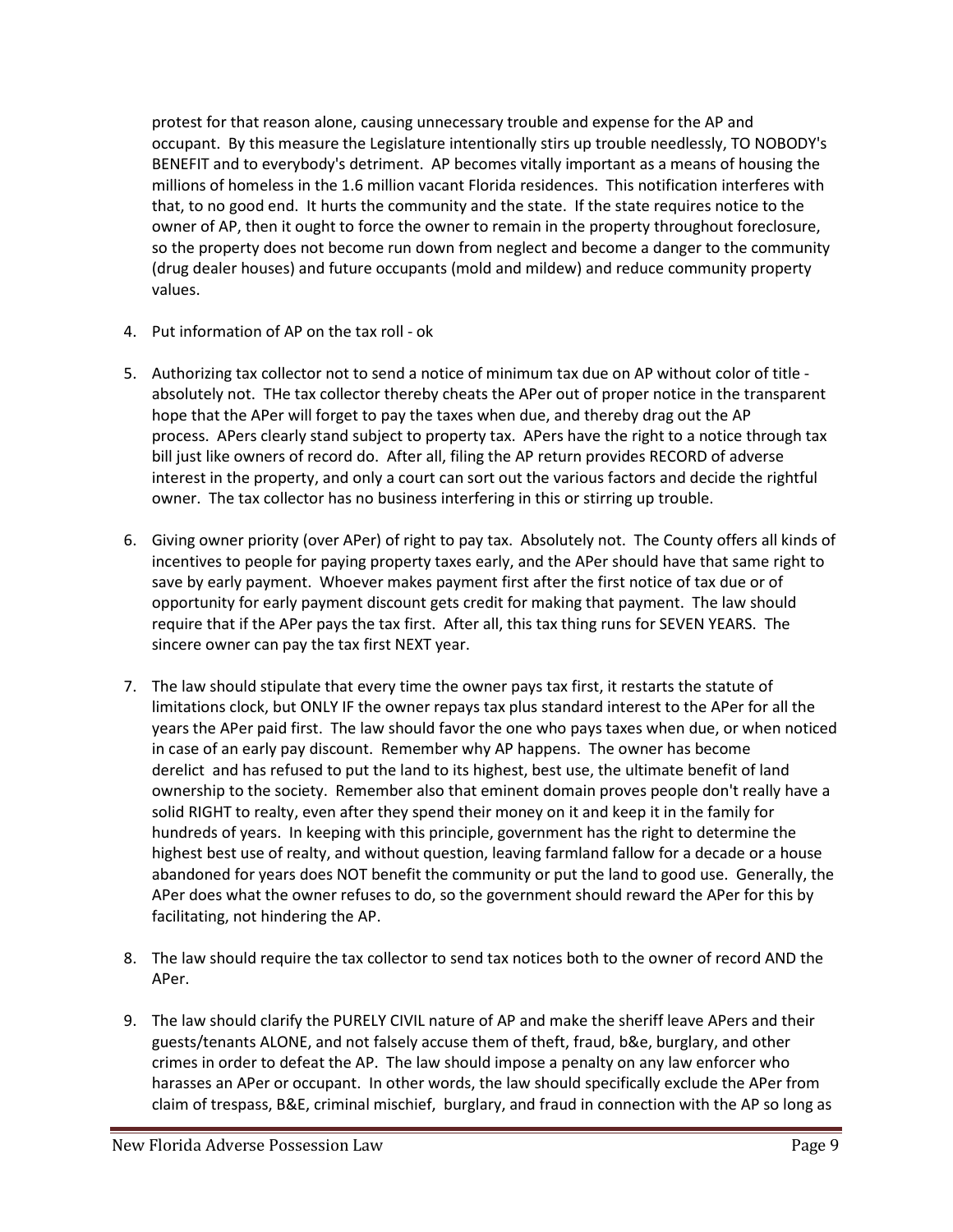protest for that reason alone, causing unnecessary trouble and expense for the AP and occupant. By this measure the Legislature intentionally stirs up trouble needlessly, TO NOBODY's BENEFIT and to everybody's detriment. AP becomes vitally important as a means of housing the millions of homeless in the 1.6 million vacant Florida residences. This notification interferes with that, to no good end. It hurts the community and the state. If the state requires notice to the owner of AP, then it ought to force the owner to remain in the property throughout foreclosure, so the property does not become run down from neglect and become a danger to the community (drug dealer houses) and future occupants (mold and mildew) and reduce community property values.

4. Put information of AP on the tax roll - ok

5. Authorizing tax collector not to send a notice of minimum tax due on AP without color of title - absolutely not. THe tax collector thereby cheats the APer out of proper notice in the transparent hope that the APer will forget to pay the taxes when due, and thereby drag out the AP process. APers clearly stand subject to property tax. APers have the right to a notice through tax bill just like owners of record do. After all, filing the AP return provides RECORD of adverse interest in the property, and only a court can sort out the various factors and decide the rightful owner. The tax collector has no business interfering in this or stirring up trouble.

6. Giving owner priority (over APer) of right to pay tax. Absolutely not. The County offers all kinds of incentives to people for paying property taxes early, and the APer should have that same right to save by early payment. Whoever makes payment first after the first notice of tax due or of opportunity for early payment discount gets credit for making that payment. The law should require that if the APer pays the tax first. After all, this tax thing runs for SEVEN YEARS. The sincere owner can pay the tax first NEXT year.

7. The law should stipulate that every time the owner pays tax first, it restarts the statute of limitations clock, but ONLY IF the owner repays tax plus standard interest to the APer for all the years the APer paid first. The law should favor the one who pays taxes when due, or when noticed in case of an early pay discount. Remember why AP happens. The owner has become derelict and has refused to put the land to its highest, best use, the ultimate benefit of land ownership to the society. Remember also that eminent domain proves people don't really have a solid RIGHT to realty, even after they spend their money on it and keep it in the family for hundreds of years. In keeping with this principle, government has the right to determine the highest best use of realty, and without question, leaving farmland fallow for a decade or a house abandoned for years does NOT benefit the community or put the land to good use. Generally, the APer does what the owner refuses to do, so the government should reward the APer for this by facilitating, not hindering the AP.

8. The law should require the tax collector to send tax notices both to the owner of record AND the APer.

9. The law should clarify the PURELY CIVIL nature of AP and make the sheriff leave APers and their guests/tenants ALONE, and not falsely accuse them of theft, fraud, b&e, burglary, and other crimes in order to defeat the AP. The law should impose a penalty on any law enforcer who harasses an APer or occupant. In other words, the law should specifically exclude the APer from claim of trespass, B&E, criminal mischief, burglary, and fraud in connection with the AP so long as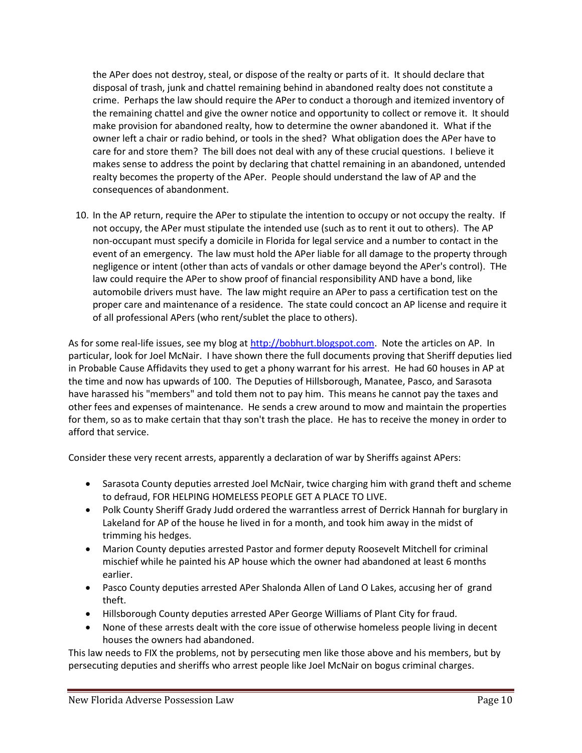the APer does not destroy, steal, or dispose of the realty or parts of it. It should declare that disposal of trash, junk and chattel remaining behind in abandoned realty does not constitute a crime. Perhaps the law should require the APer to conduct a thorough and itemized inventory of the remaining chattel and give the owner notice and opportunity to collect or remove it. It should make provision for abandoned realty, how to determine the owner abandoned it. What if the owner left a chair or radio behind, or tools in the shed? What obligation does the APer have to care for and store them? The bill does not deal with any of these crucial questions. I believe it makes sense to address the point by declaring that chattel remaining in an abandoned, untended realty becomes the property of the APer. People should understand the law of AP and the consequences of abandonment.

10. In the AP return, require the APer to stipulate the intention to occupy or not occupy the realty. If not occupy, the APer must stipulate the intended use (such as to rent it out to others). The AP non-occupant must specify a domicile in Florida for legal service and a number to contact in the event of an emergency. The law must hold the APer liable for all damage to the property through negligence or intent (other than acts of vandals or other damage beyond the APer's control). THe law could require the APer to show proof of financial responsibility AND have a bond, like automobile drivers must have. The law might require an APer to pass a certification test on the proper care and maintenance of a residence. The state could concoct an AP license and require it of all professional APers (who rent/sublet the place to others).

As for some real-life issues, see my blog at [http://bobhurt.blogspot.com](http://bobhurt.blogspot.com). Note the articles on AP. In particular, look for Joel McNair. I have shown there the full documents proving that Sheriff deputies lied in Probable Cause Affidavits they used to get a phony warrant for his arrest. He had 60 houses in AP at the time and now has upwards of 100. The Deputies of Hillsborough, Manatee, Pasco, and Sarasota have harassed his "members" and told them not to pay him. This means he cannot pay the taxes and other fees and expenses of maintenance. He sends a crew around to mow and maintain the properties for them, so as to make certain that thay son't trash the place. He has to receive the money in order to afford that service.

Consider these very recent arrests, apparently a declaration of war by Sheriffs against APers:

- Sarasota County deputies arrested Joel McNair, twice charging him with grand theft and scheme to defraud, FOR HELPING HOMELESS PEOPLE GET A PLACE TO LIVE.
- Polk County Sheriff Grady Judd ordered the warrantless arrest of Derrick Hannah for burglary in Lakeland for AP of the house he lived in for a month, and took him away in the midst of trimming his hedges.
- Marion County deputies arrested Pastor and former deputy Roosevelt Mitchell for criminal mischief while he painted his AP house which the owner had abandoned at least 6 months earlier.
- Pasco County deputies arrested APer Shalonda Allen of Land O Lakes, accusing her of grand theft.
- Hillsborough County deputies arrested APer George Williams of Plant City for fraud.
- None of these arrests dealt with the core issue of otherwise homeless people living in decent houses the owners had abandoned.

This law needs to FIX the problems, not by persecuting men like those above and his members, but by persecuting deputies and sheriffs who arrest people like Joel McNair on bogus criminal charges.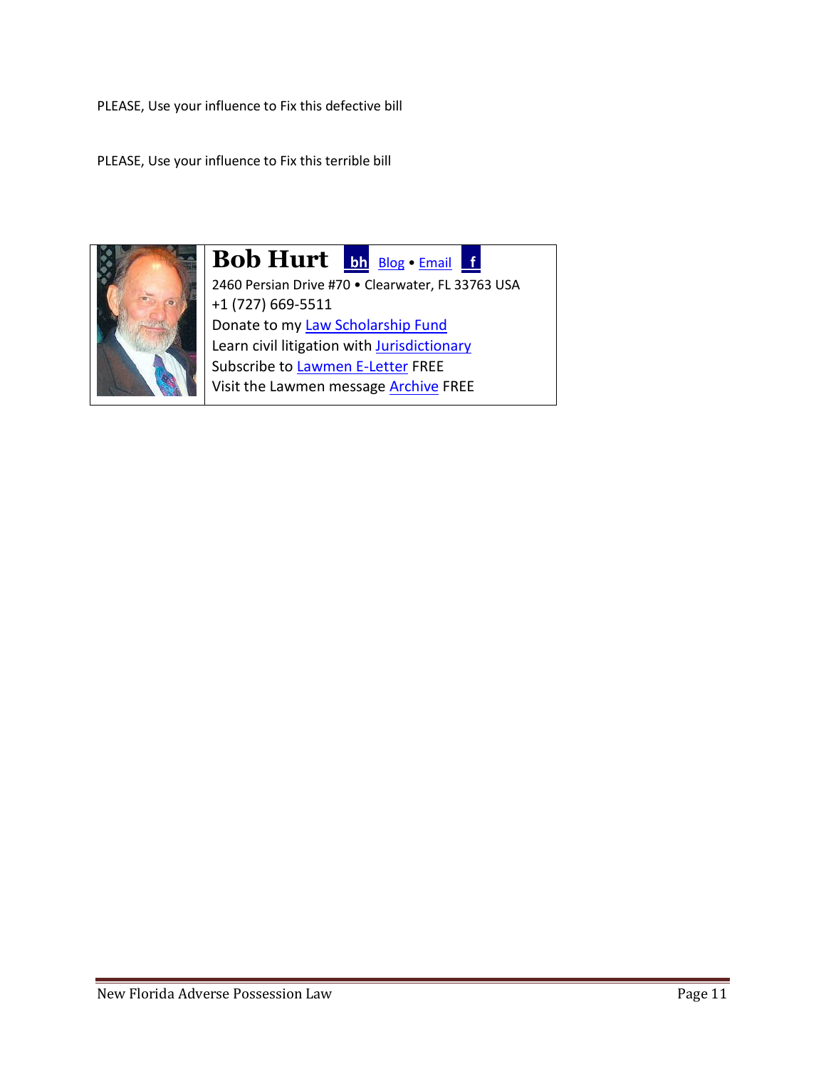PLEASE, Use your influence to Fix this defective bill

PLEASE, Use your influence to Fix this terrible bill

**Bob Hurt** bh Blog • Email f

2460 Persian Drive #70 • Clearwater, FL 33763 USA

+1 (727) 669-5511

Donate to my Law Scholarship Fund

Learn civil litigation with Jurisdictionary

Subscribe to Lawmen E-Letter FREE

Visit the Lawmen message Archive FREE